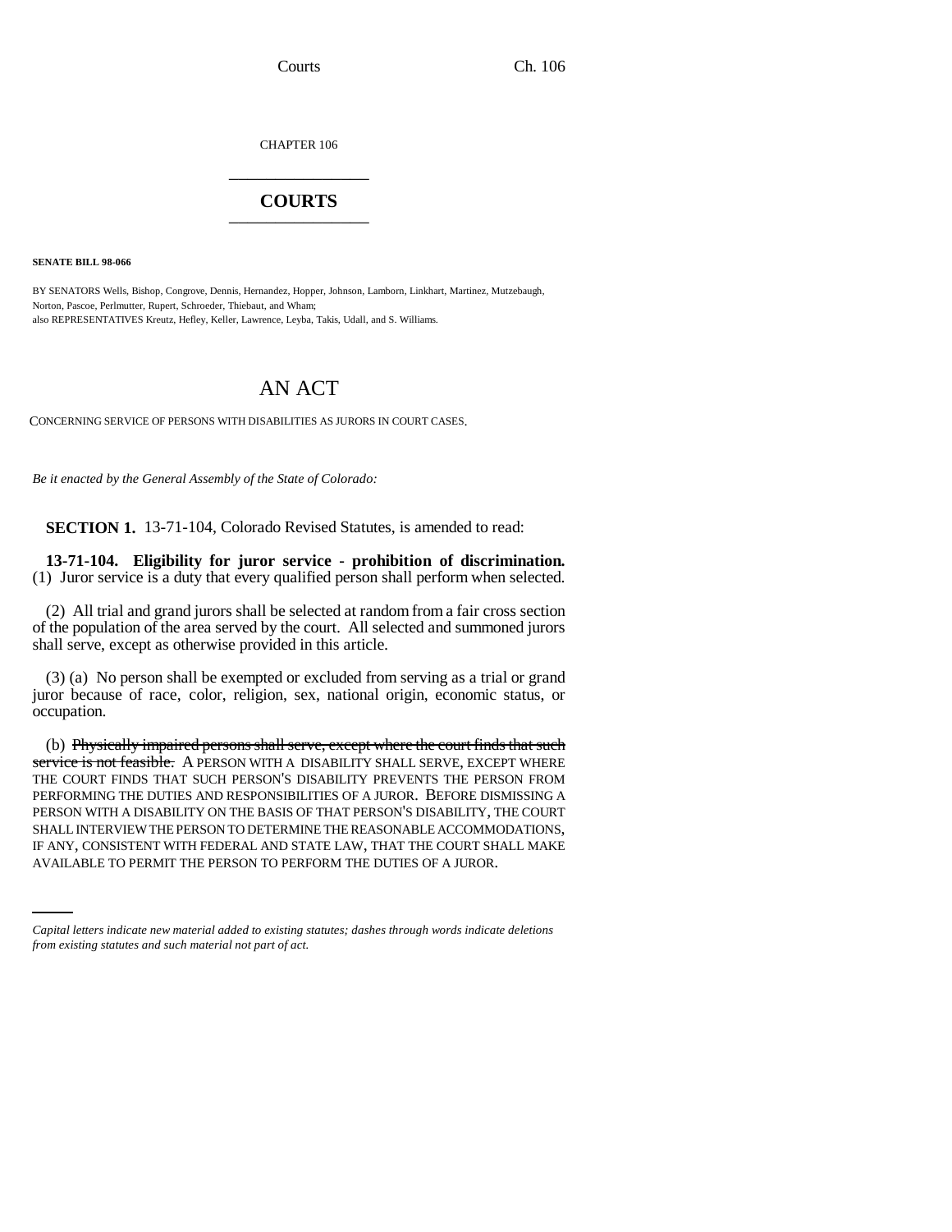CHAPTER 106

# COURTS

**SENATE BILL 98-066**

BY SENATORS Wells, Bishop, Congrove, Dennis, Hernandez, Hopper, Johnson, Lamborn, Linkhart, Martinez, Mutzebaugh, Norton, Pascoe, Perlmutter, Rupert, Schroeder, Thiebaut, and Wham;
also REPRESENTATIVES Kreutz, Hefley, Keller, Lawrence, Leyba, Takis, Udall, and S. Williams.

# AN ACT

CONCERNING SERVICE OF PERSONS WITH DISABILITIES AS JURORS IN COURT CASES.

*Be it enacted by the General Assembly of the State of Colorado:*

**SECTION 1.** 13-71-104, Colorado Revised Statutes, is amended to read:

**13-71-104. Eligibility for juror service - prohibition of discrimination.** (1) Juror service is a duty that every qualified person shall perform when selected.

(2) All trial and grand jurors shall be selected at random from a fair cross section of the population of the area served by the court. All selected and summoned jurors shall serve, except as otherwise provided in this article.

(3) (a) No person shall be exempted or excluded from serving as a trial or grand juror because of race, color, religion, sex, national origin, economic status, or occupation.

(b) ~~Physically impaired persons shall serve, except where the court finds that such service is not feasible.~~ A PERSON WITH A DISABILITY SHALL SERVE, EXCEPT WHERE THE COURT FINDS THAT SUCH PERSON'S DISABILITY PREVENTS THE PERSON FROM PERFORMING THE DUTIES AND RESPONSIBILITIES OF A JUROR. BEFORE DISMISSING A PERSON WITH A DISABILITY ON THE BASIS OF THAT PERSON'S DISABILITY, THE COURT SHALL INTERVIEW THE PERSON TO DETERMINE THE REASONABLE ACCOMMODATIONS, IF ANY, CONSISTENT WITH FEDERAL AND STATE LAW, THAT THE COURT SHALL MAKE AVAILABLE TO PERMIT THE PERSON TO PERFORM THE DUTIES OF A JUROR.

*Capital letters indicate new material added to existing statutes; dashes through words indicate deletions from existing statutes and such material not part of act.*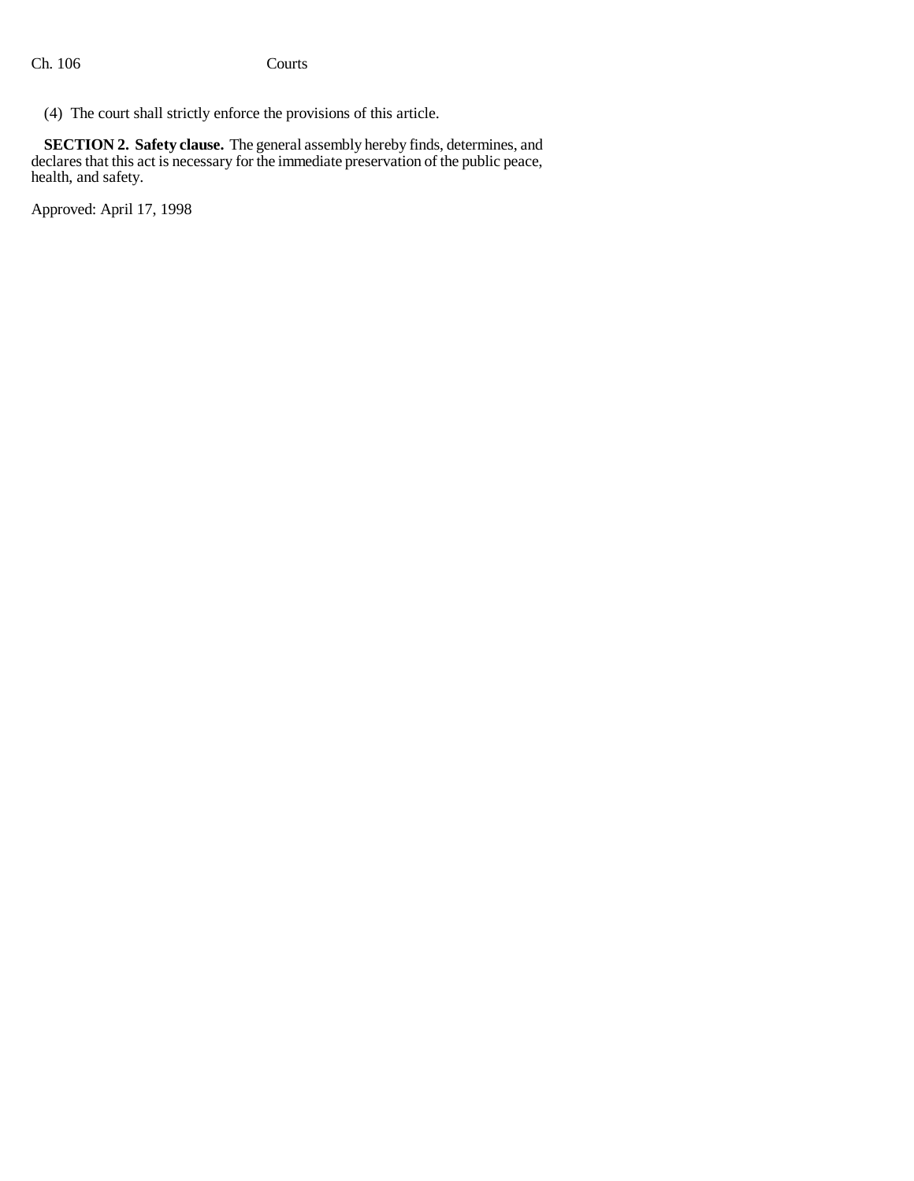(4) The court shall strictly enforce the provisions of this article.

**SECTION 2. Safety clause.** The general assembly hereby finds, determines, and declares that this act is necessary for the immediate preservation of the public peace, health, and safety.

Approved: April 17, 1998